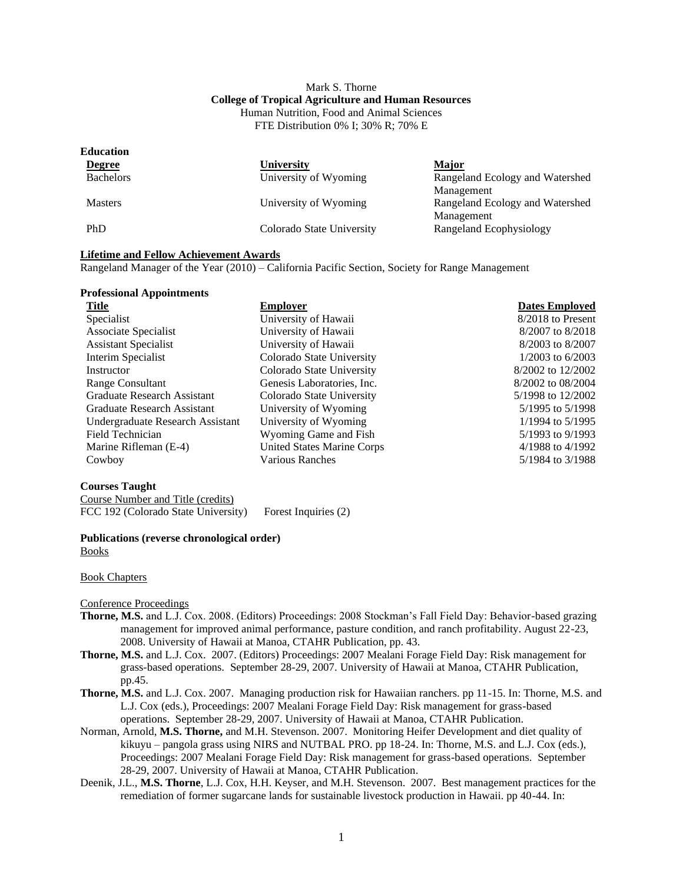Mark S. Thorne

**College of Tropical Agriculture and Human Resources**

Human Nutrition, Food and Animal Sciences

FTE Distribution 0% I; 30% R; 70% E

**Education**

| **Degree** | **University** | **Major** |
|---|---|---|
| Bachelors | University of Wyoming | Rangeland Ecology and Watershed Management |
| Masters | University of Wyoming | Rangeland Ecology and Watershed Management |
| PhD | Colorado State University | Rangeland Ecophysiology |

**Lifetime and Fellow Achievement Awards**

Rangeland Manager of the Year (2010) – California Pacific Section, Society for Range Management

**Professional Appointments**

| **Title** | **Employer** | **Dates Employed** |
|---|---|---|
| Specialist | University of Hawaii | 8/2018 to Present |
| Associate Specialist | University of Hawaii | 8/2007 to 8/2018 |
| Assistant Specialist | University of Hawaii | 8/2003 to 8/2007 |
| Interim Specialist | Colorado State University | 1/2003 to 6/2003 |
| Instructor | Colorado State University | 8/2002 to 12/2002 |
| Range Consultant | Genesis Laboratories, Inc. | 8/2002 to 08/2004 |
| Graduate Research Assistant | Colorado State University | 5/1998 to 12/2002 |
| Graduate Research Assistant | University of Wyoming | 5/1995 to 5/1998 |
| Undergraduate Research Assistant | University of Wyoming | 1/1994 to 5/1995 |
| Field Technician | Wyoming Game and Fish | 5/1993 to 9/1993 |
| Marine Rifleman (E-4) | United States Marine Corps | 4/1988 to 4/1992 |
| Cowboy | Various Ranches | 5/1984 to 3/1988 |

**Courses Taught**

Course Number and Title (credits)

FCC 192 (Colorado State University) Forest Inquiries (2)

**Publications (reverse chronological order)**

Books

Book Chapters

Conference Proceedings

**Thorne, M.S.** and L.J. Cox. 2008. (Editors) Proceedings: 2008 Stockman's Fall Field Day: Behavior-based grazing management for improved animal performance, pasture condition, and ranch profitability. August 22-23, 2008. University of Hawaii at Manoa, CTAHR Publication, pp. 43.

**Thorne, M.S.** and L.J. Cox. 2007. (Editors) Proceedings: 2007 Mealani Forage Field Day: Risk management for grass-based operations. September 28-29, 2007. University of Hawaii at Manoa, CTAHR Publication, pp.45.

**Thorne, M.S.** and L.J. Cox. 2007. Managing production risk for Hawaiian ranchers. pp 11-15. In: Thorne, M.S. and L.J. Cox (eds.), Proceedings: 2007 Mealani Forage Field Day: Risk management for grass-based operations. September 28-29, 2007. University of Hawaii at Manoa, CTAHR Publication.

Norman, Arnold, **M.S. Thorne,** and M.H. Stevenson. 2007. Monitoring Heifer Development and diet quality of kikuyu – pangola grass using NIRS and NUTBAL PRO. pp 18-24. In: Thorne, M.S. and L.J. Cox (eds.), Proceedings: 2007 Mealani Forage Field Day: Risk management for grass-based operations. September 28-29, 2007. University of Hawaii at Manoa, CTAHR Publication.

Deenik, J.L., **M.S. Thorne**, L.J. Cox, H.H. Keyser, and M.H. Stevenson. 2007. Best management practices for the remediation of former sugarcane lands for sustainable livestock production in Hawaii. pp 40-44. In: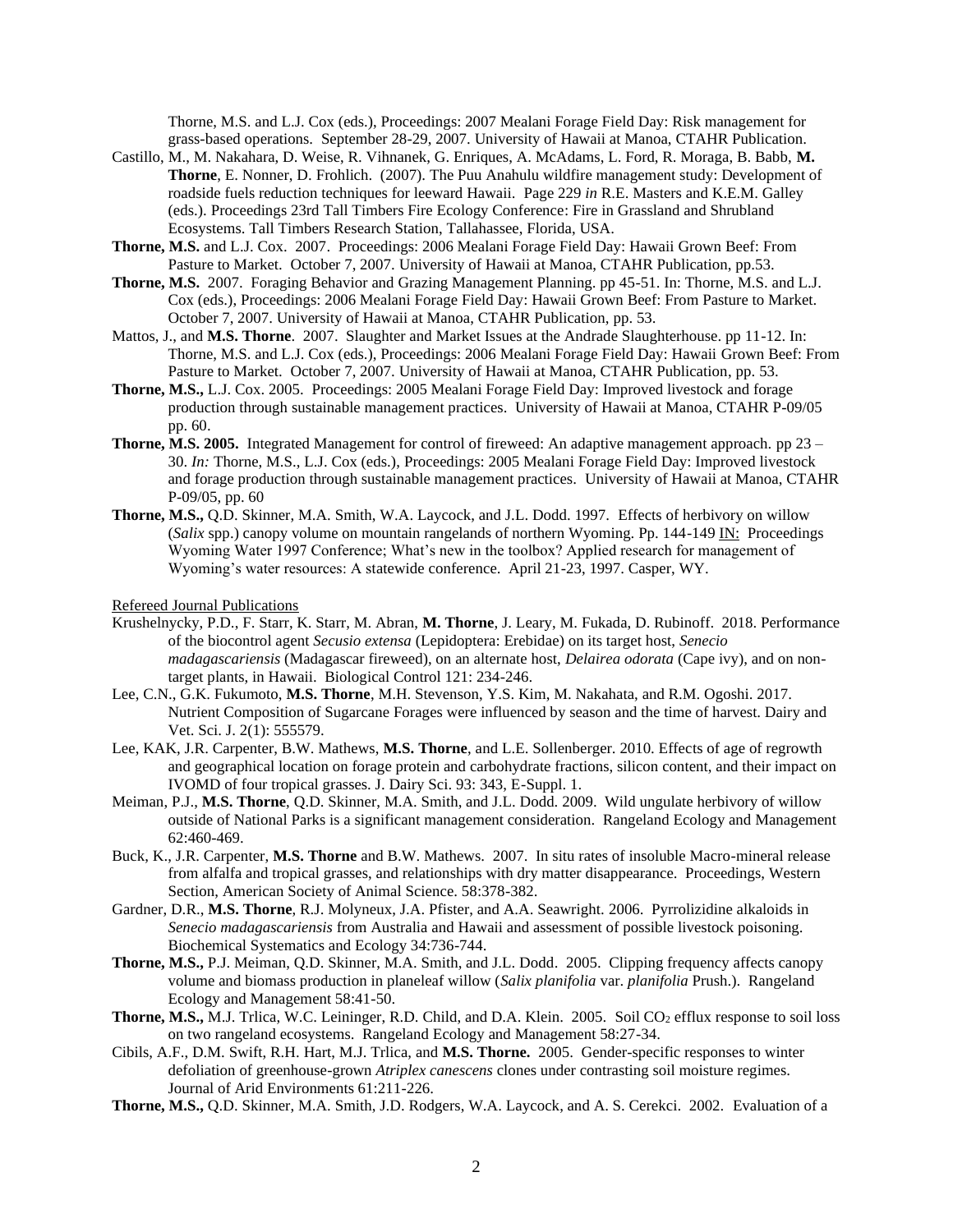Thorne, M.S. and L.J. Cox (eds.), Proceedings: 2007 Mealani Forage Field Day: Risk management for grass-based operations. September 28-29, 2007. University of Hawaii at Manoa, CTAHR Publication.

Castillo, M., M. Nakahara, D. Weise, R. Vihnanek, G. Enriques, A. McAdams, L. Ford, R. Moraga, B. Babb, **M. Thorne**, E. Nonner, D. Frohlich. (2007). The Puu Anahulu wildfire management study: Development of roadside fuels reduction techniques for leeward Hawaii. Page 229 *in* R.E. Masters and K.E.M. Galley (eds.). Proceedings 23rd Tall Timbers Fire Ecology Conference: Fire in Grassland and Shrubland Ecosystems. Tall Timbers Research Station, Tallahassee, Florida, USA.

**Thorne, M.S.** and L.J. Cox. 2007. Proceedings: 2006 Mealani Forage Field Day: Hawaii Grown Beef: From Pasture to Market. October 7, 2007. University of Hawaii at Manoa, CTAHR Publication, pp.53.

**Thorne, M.S.** 2007. Foraging Behavior and Grazing Management Planning. pp 45-51. In: Thorne, M.S. and L.J. Cox (eds.), Proceedings: 2006 Mealani Forage Field Day: Hawaii Grown Beef: From Pasture to Market. October 7, 2007. University of Hawaii at Manoa, CTAHR Publication, pp. 53.

Mattos, J., and **M.S. Thorne**. 2007. Slaughter and Market Issues at the Andrade Slaughterhouse. pp 11-12. In: Thorne, M.S. and L.J. Cox (eds.), Proceedings: 2006 Mealani Forage Field Day: Hawaii Grown Beef: From Pasture to Market. October 7, 2007. University of Hawaii at Manoa, CTAHR Publication, pp. 53.

**Thorne, M.S.,** L.J. Cox. 2005. Proceedings: 2005 Mealani Forage Field Day: Improved livestock and forage production through sustainable management practices. University of Hawaii at Manoa, CTAHR P-09/05 pp. 60.

**Thorne, M.S. 2005.** Integrated Management for control of fireweed: An adaptive management approach. pp 23 – 30. *In:* Thorne, M.S., L.J. Cox (eds.), Proceedings: 2005 Mealani Forage Field Day: Improved livestock and forage production through sustainable management practices. University of Hawaii at Manoa, CTAHR P-09/05, pp. 60

**Thorne, M.S.,** Q.D. Skinner, M.A. Smith, W.A. Laycock, and J.L. Dodd. 1997. Effects of herbivory on willow (*Salix* spp.) canopy volume on mountain rangelands of northern Wyoming. Pp. 144-149 IN: Proceedings Wyoming Water 1997 Conference; What's new in the toolbox? Applied research for management of Wyoming's water resources: A statewide conference. April 21-23, 1997. Casper, WY.

Refereed Journal Publications

Krushelnycky, P.D., F. Starr, K. Starr, M. Abran, **M. Thorne**, J. Leary, M. Fukada, D. Rubinoff. 2018. Performance of the biocontrol agent *Secusio extensa* (Lepidoptera: Erebidae) on its target host, *Senecio madagascariensis* (Madagascar fireweed), on an alternate host, *Delairea odorata* (Cape ivy), and on non-target plants, in Hawaii. Biological Control 121: 234-246.

Lee, C.N., G.K. Fukumoto, **M.S. Thorne**, M.H. Stevenson, Y.S. Kim, M. Nakahata, and R.M. Ogoshi. 2017. Nutrient Composition of Sugarcane Forages were influenced by season and the time of harvest. Dairy and Vet. Sci. J. 2(1): 555579.

Lee, KAK, J.R. Carpenter, B.W. Mathews, **M.S. Thorne**, and L.E. Sollenberger. 2010. Effects of age of regrowth and geographical location on forage protein and carbohydrate fractions, silicon content, and their impact on IVOMD of four tropical grasses. J. Dairy Sci. 93: 343, E-Suppl. 1.

Meiman, P.J., **M.S. Thorne**, Q.D. Skinner, M.A. Smith, and J.L. Dodd. 2009. Wild ungulate herbivory of willow outside of National Parks is a significant management consideration. Rangeland Ecology and Management 62:460-469.

Buck, K., J.R. Carpenter, **M.S. Thorne** and B.W. Mathews. 2007. In situ rates of insoluble Macro-mineral release from alfalfa and tropical grasses, and relationships with dry matter disappearance. Proceedings, Western Section, American Society of Animal Science. 58:378-382.

Gardner, D.R., **M.S. Thorne**, R.J. Molyneux, J.A. Pfister, and A.A. Seawright. 2006. Pyrrolizidine alkaloids in *Senecio madagascariensis* from Australia and Hawaii and assessment of possible livestock poisoning. Biochemical Systematics and Ecology 34:736-744.

**Thorne, M.S.,** P.J. Meiman, Q.D. Skinner, M.A. Smith, and J.L. Dodd. 2005. Clipping frequency affects canopy volume and biomass production in planeleaf willow (*Salix planifolia* var. *planifolia* Prush.). Rangeland Ecology and Management 58:41-50.

**Thorne, M.S.,** M.J. Trlica, W.C. Leininger, R.D. Child, and D.A. Klein. 2005. Soil $CO_2$ efflux response to soil loss on two rangeland ecosystems. Rangeland Ecology and Management 58:27-34.

Cibils, A.F., D.M. Swift, R.H. Hart, M.J. Trlica, and **M.S. Thorne.** 2005. Gender-specific responses to winter defoliation of greenhouse-grown *Atriplex canescens* clones under contrasting soil moisture regimes. Journal of Arid Environments 61:211-226.

**Thorne, M.S.,** Q.D. Skinner, M.A. Smith, J.D. Rodgers, W.A. Laycock, and A. S. Cerekci. 2002. Evaluation of a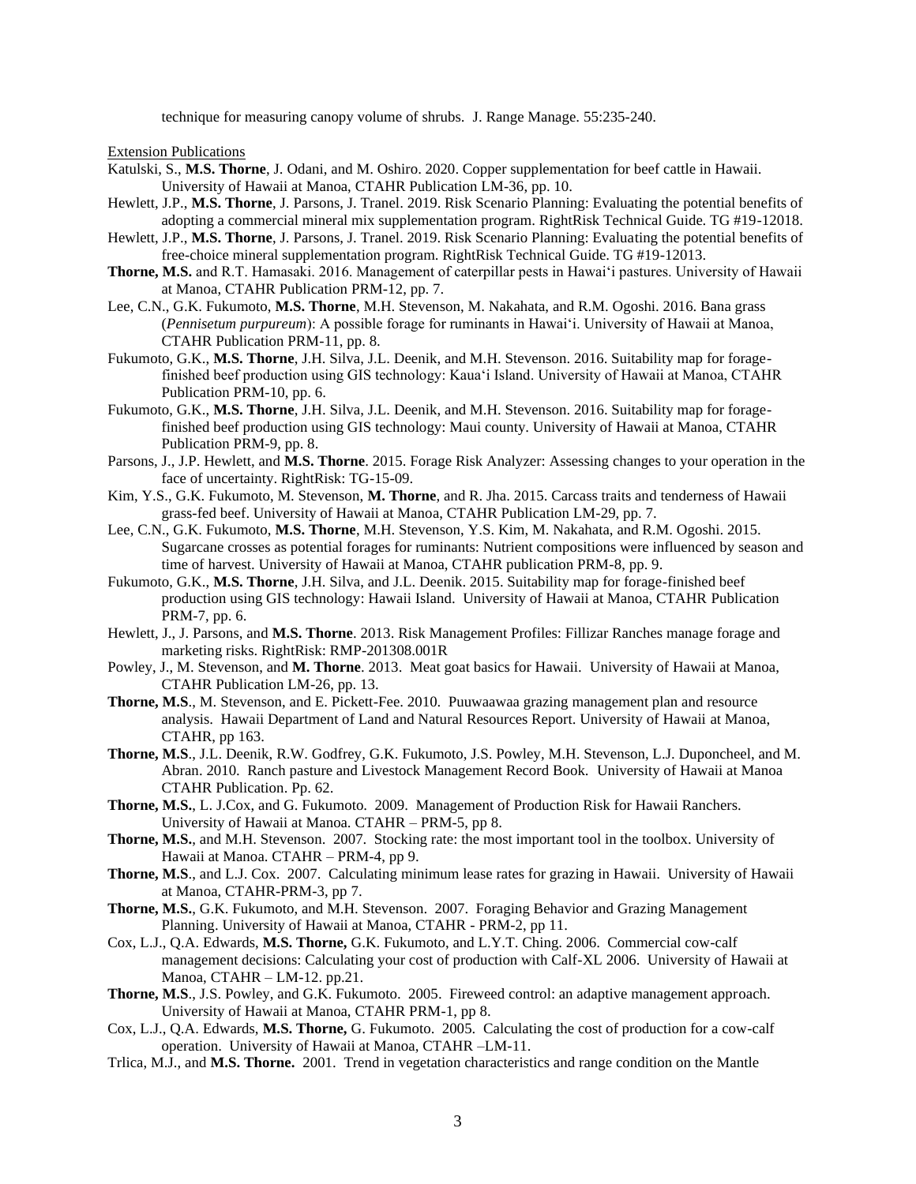technique for measuring canopy volume of shrubs. J. Range Manage. 55:235-240.

Extension Publications

Katulski, S., **M.S. Thorne**, J. Odani, and M. Oshiro. 2020. Copper supplementation for beef cattle in Hawaii. University of Hawaii at Manoa, CTAHR Publication LM-36, pp. 10.

Hewlett, J.P., **M.S. Thorne**, J. Parsons, J. Tranel. 2019. Risk Scenario Planning: Evaluating the potential benefits of adopting a commercial mineral mix supplementation program. RightRisk Technical Guide. TG #19-12018.

Hewlett, J.P., **M.S. Thorne**, J. Parsons, J. Tranel. 2019. Risk Scenario Planning: Evaluating the potential benefits of free-choice mineral supplementation program. RightRisk Technical Guide. TG #19-12013.

**Thorne, M.S.** and R.T. Hamasaki. 2016. Management of caterpillar pests in Hawaiʻi pastures. University of Hawaii at Manoa, CTAHR Publication PRM-12, pp. 7.

Lee, C.N., G.K. Fukumoto, **M.S. Thorne**, M.H. Stevenson, M. Nakahata, and R.M. Ogoshi. 2016. Bana grass (*Pennisetum purpureum*): A possible forage for ruminants in Hawaiʻi. University of Hawaii at Manoa, CTAHR Publication PRM-11, pp. 8.

Fukumoto, G.K., **M.S. Thorne**, J.H. Silva, J.L. Deenik, and M.H. Stevenson. 2016. Suitability map for forage-finished beef production using GIS technology: Kauaʻi Island. University of Hawaii at Manoa, CTAHR Publication PRM-10, pp. 6.

Fukumoto, G.K., **M.S. Thorne**, J.H. Silva, J.L. Deenik, and M.H. Stevenson. 2016. Suitability map for forage-finished beef production using GIS technology: Maui county. University of Hawaii at Manoa, CTAHR Publication PRM-9, pp. 8.

Parsons, J., J.P. Hewlett, and **M.S. Thorne**. 2015. Forage Risk Analyzer: Assessing changes to your operation in the face of uncertainty. RightRisk: TG-15-09.

Kim, Y.S., G.K. Fukumoto, M. Stevenson, **M. Thorne**, and R. Jha. 2015. Carcass traits and tenderness of Hawaii grass-fed beef. University of Hawaii at Manoa, CTAHR Publication LM-29, pp. 7.

Lee, C.N., G.K. Fukumoto, **M.S. Thorne**, M.H. Stevenson, Y.S. Kim, M. Nakahata, and R.M. Ogoshi. 2015. Sugarcane crosses as potential forages for ruminants: Nutrient compositions were influenced by season and time of harvest. University of Hawaii at Manoa, CTAHR publication PRM-8, pp. 9.

Fukumoto, G.K., **M.S. Thorne**, J.H. Silva, and J.L. Deenik. 2015. Suitability map for forage-finished beef production using GIS technology: Hawaii Island. University of Hawaii at Manoa, CTAHR Publication PRM-7, pp. 6.

Hewlett, J., J. Parsons, and **M.S. Thorne**. 2013. Risk Management Profiles: Fillizar Ranches manage forage and marketing risks. RightRisk: RMP-201308.001R

Powley, J., M. Stevenson, and **M. Thorne**. 2013. Meat goat basics for Hawaii. University of Hawaii at Manoa, CTAHR Publication LM-26, pp. 13.

**Thorne, M.S**., M. Stevenson, and E. Pickett-Fee. 2010. Puuwaawaa grazing management plan and resource analysis. Hawaii Department of Land and Natural Resources Report. University of Hawaii at Manoa, CTAHR, pp 163.

**Thorne, M.S**., J.L. Deenik, R.W. Godfrey, G.K. Fukumoto, J.S. Powley, M.H. Stevenson, L.J. Duponcheel, and M. Abran. 2010. Ranch pasture and Livestock Management Record Book. University of Hawaii at Manoa CTAHR Publication. Pp. 62.

**Thorne, M.S.**, L. J.Cox, and G. Fukumoto. 2009. Management of Production Risk for Hawaii Ranchers. University of Hawaii at Manoa. CTAHR – PRM-5, pp 8.

**Thorne, M.S.**, and M.H. Stevenson. 2007. Stocking rate: the most important tool in the toolbox. University of Hawaii at Manoa. CTAHR – PRM-4, pp 9.

**Thorne, M.S**., and L.J. Cox. 2007. Calculating minimum lease rates for grazing in Hawaii. University of Hawaii at Manoa, CTAHR-PRM-3, pp 7.

**Thorne, M.S.**, G.K. Fukumoto, and M.H. Stevenson. 2007. Foraging Behavior and Grazing Management Planning. University of Hawaii at Manoa, CTAHR - PRM-2, pp 11.

Cox, L.J., Q.A. Edwards, **M.S. Thorne,** G.K. Fukumoto, and L.Y.T. Ching. 2006. Commercial cow-calf management decisions: Calculating your cost of production with Calf-XL 2006. University of Hawaii at Manoa, CTAHR – LM-12. pp.21.

**Thorne, M.S**., J.S. Powley, and G.K. Fukumoto. 2005. Fireweed control: an adaptive management approach. University of Hawaii at Manoa, CTAHR PRM-1, pp 8.

Cox, L.J., Q.A. Edwards, **M.S. Thorne,** G. Fukumoto. 2005. Calculating the cost of production for a cow-calf operation. University of Hawaii at Manoa, CTAHR –LM-11.

Trlica, M.J., and **M.S. Thorne.** 2001. Trend in vegetation characteristics and range condition on the Mantle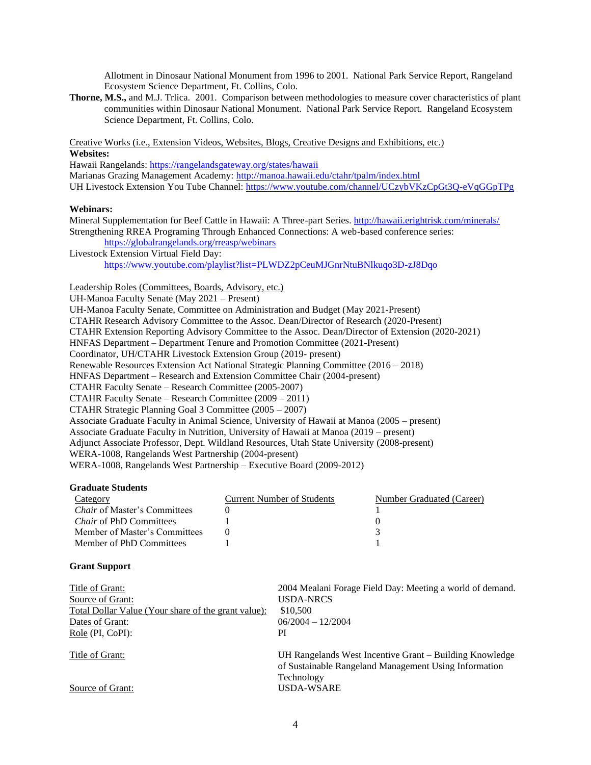Allotment in Dinosaur National Monument from 1996 to 2001. National Park Service Report, Rangeland Ecosystem Science Department, Ft. Collins, Colo.

**Thorne, M.S.,** and M.J. Trlica. 2001. Comparison between methodologies to measure cover characteristics of plant communities within Dinosaur National Monument. National Park Service Report. Rangeland Ecosystem Science Department, Ft. Collins, Colo.

Creative Works (i.e., Extension Videos, Websites, Blogs, Creative Designs and Exhibitions, etc.)

**Websites:**

Hawaii Rangelands: https://rangelandsgateway.org/states/hawaii
Marianas Grazing Management Academy: http://manoa.hawaii.edu/ctahr/tpalm/index.html
UH Livestock Extension You Tube Channel: https://www.youtube.com/channel/UCzybVKzCpGt3Q-eVqGGpTPg

**Webinars:**

Mineral Supplementation for Beef Cattle in Hawaii: A Three-part Series. http://hawaii.erightrisk.com/minerals/
Strengthening RREA Programing Through Enhanced Connections: A web-based conference series: https://globalrangelands.org/rreasp/webinars
Livestock Extension Virtual Field Day: https://www.youtube.com/playlist?list=PLWDZ2pCeuMJGnrNtuBNlkuqo3D-zJ8Dqo

Leadership Roles (Committees, Boards, Advisory, etc.)

UH-Manoa Faculty Senate (May 2021 – Present)
UH-Manoa Faculty Senate, Committee on Administration and Budget (May 2021-Present)
CTAHR Research Advisory Committee to the Assoc. Dean/Director of Research (2020-Present)
CTAHR Extension Reporting Advisory Committee to the Assoc. Dean/Director of Extension (2020-2021)
HNFAS Department – Department Tenure and Promotion Committee (2021-Present)
Coordinator, UH/CTAHR Livestock Extension Group (2019- present)
Renewable Resources Extension Act National Strategic Planning Committee (2016 – 2018)
HNFAS Department – Research and Extension Committee Chair (2004-present)
CTAHR Faculty Senate – Research Committee (2005-2007)
CTAHR Faculty Senate – Research Committee (2009 – 2011)
CTAHR Strategic Planning Goal 3 Committee (2005 – 2007)
Associate Graduate Faculty in Animal Science, University of Hawaii at Manoa (2005 – present)
Associate Graduate Faculty in Nutrition, University of Hawaii at Manoa (2019 – present)
Adjunct Associate Professor, Dept. Wildland Resources, Utah State University (2008-present)
WERA-1008, Rangelands West Partnership (2004-present)
WERA-1008, Rangelands West Partnership – Executive Board (2009-2012)

**Graduate Students**

| Category | Current Number of Students | Number Graduated (Career) |
|---|---|---|
| *Chair* of Master's Committees | 0 | 1 |
| *Chair* of PhD Committees | 1 | 0 |
| Member of Master's Committees | 0 | 3 |
| Member of PhD Committees | 1 | 1 |

**Grant Support**

| | |
|---|---|
| Title of Grant: | 2004 Mealani Forage Field Day: Meeting a world of demand. |
| Source of Grant: | USDA-NRCS |
| Total Dollar Value (Your share of the grant value): | $10,500 |
| Dates of Grant: | 06/2004 – 12/2004 |
| Role (PI, CoPI): | PI |

| | |
|---|---|
| Title of Grant: | UH Rangelands West Incentive Grant – Building Knowledge of Sustainable Rangeland Management Using Information Technology |
| Source of Grant: | USDA-WSARE |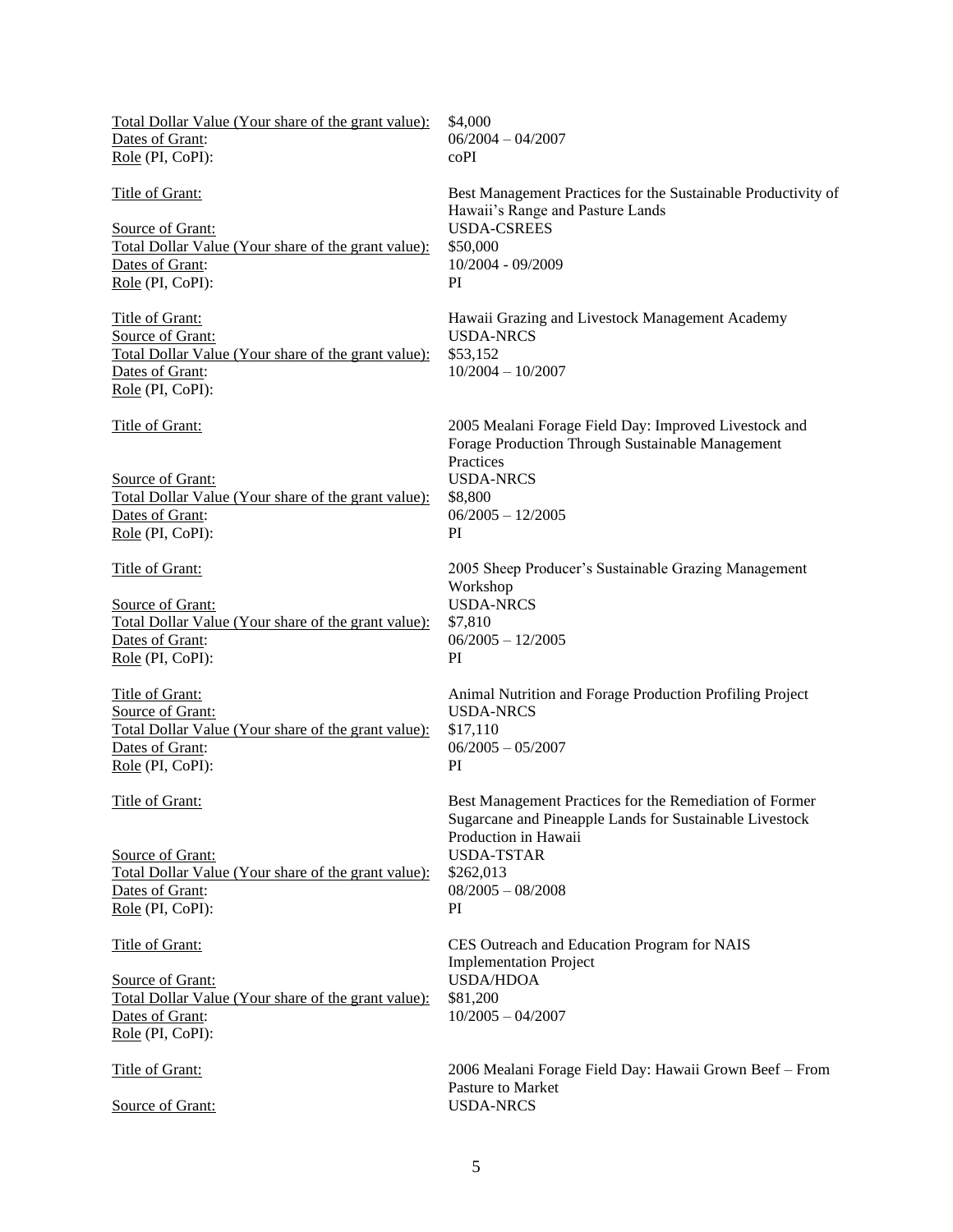Total Dollar Value (Your share of the grant value): $4,000
Dates of Grant: 06/2004 – 04/2007
Role (PI, CoPI): coPI

Title of Grant: Best Management Practices for the Sustainable Productivity of Hawaii's Range and Pasture Lands
Source of Grant: USDA-CSREES
Total Dollar Value (Your share of the grant value): $50,000
Dates of Grant: 10/2004 - 09/2009
Role (PI, CoPI): PI

Title of Grant: Hawaii Grazing and Livestock Management Academy
Source of Grant: USDA-NRCS
Total Dollar Value (Your share of the grant value): $53,152
Dates of Grant: 10/2004 – 10/2007
Role (PI, CoPI):

Title of Grant: 2005 Mealani Forage Field Day: Improved Livestock and Forage Production Through Sustainable Management Practices
Source of Grant: USDA-NRCS
Total Dollar Value (Your share of the grant value): $8,800
Dates of Grant: 06/2005 – 12/2005
Role (PI, CoPI): PI

Title of Grant: 2005 Sheep Producer's Sustainable Grazing Management Workshop
Source of Grant: USDA-NRCS
Total Dollar Value (Your share of the grant value): $7,810
Dates of Grant: 06/2005 – 12/2005
Role (PI, CoPI): PI

Title of Grant: Animal Nutrition and Forage Production Profiling Project
Source of Grant: USDA-NRCS
Total Dollar Value (Your share of the grant value): $17,110
Dates of Grant: 06/2005 – 05/2007
Role (PI, CoPI): PI

Title of Grant: Best Management Practices for the Remediation of Former Sugarcane and Pineapple Lands for Sustainable Livestock Production in Hawaii
Source of Grant: USDA-TSTAR
Total Dollar Value (Your share of the grant value): $262,013
Dates of Grant: 08/2005 – 08/2008
Role (PI, CoPI): PI

Title of Grant: CES Outreach and Education Program for NAIS Implementation Project
Source of Grant: USDA/HDOA
Total Dollar Value (Your share of the grant value): $81,200
Dates of Grant: 10/2005 – 04/2007
Role (PI, CoPI):

Title of Grant: 2006 Mealani Forage Field Day: Hawaii Grown Beef – From Pasture to Market
Source of Grant: USDA-NRCS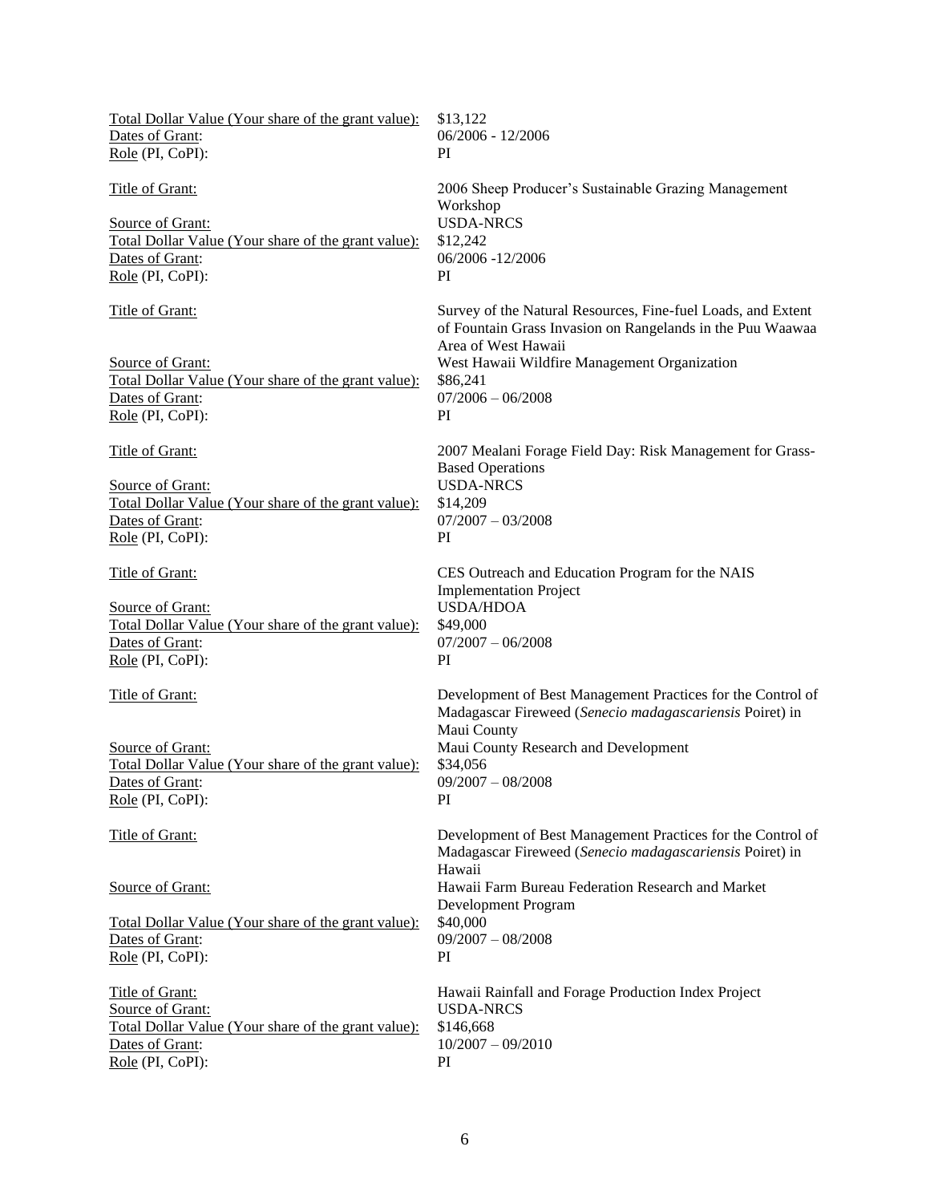<u>Total Dollar Value (Your share of the grant value):</u> $13,122
<u>Dates of Grant</u>: 06/2006 - 12/2006
<u>Role</u> (PI, CoPI): PI

<u>Title of Grant:</u> 2006 Sheep Producer's Sustainable Grazing Management Workshop
<u>Source of Grant:</u> USDA-NRCS
<u>Total Dollar Value (Your share of the grant value):</u> $12,242
<u>Dates of Grant</u>: 06/2006 -12/2006
<u>Role</u> (PI, CoPI): PI

<u>Title of Grant:</u> Survey of the Natural Resources, Fine-fuel Loads, and Extent of Fountain Grass Invasion on Rangelands in the Puu Waawaa Area of West Hawaii
<u>Source of Grant:</u> West Hawaii Wildfire Management Organization
<u>Total Dollar Value (Your share of the grant value):</u> $86,241
<u>Dates of Grant</u>: 07/2006 – 06/2008
<u>Role</u> (PI, CoPI): PI

<u>Title of Grant:</u> 2007 Mealani Forage Field Day: Risk Management for Grass-Based Operations
<u>Source of Grant:</u> USDA-NRCS
<u>Total Dollar Value (Your share of the grant value):</u> $14,209
<u>Dates of Grant</u>: 07/2007 – 03/2008
<u>Role</u> (PI, CoPI): PI

<u>Title of Grant:</u> CES Outreach and Education Program for the NAIS Implementation Project
<u>Source of Grant:</u> USDA/HDOA
<u>Total Dollar Value (Your share of the grant value):</u> $49,000
<u>Dates of Grant</u>: 07/2007 – 06/2008
<u>Role</u> (PI, CoPI): PI

<u>Title of Grant:</u> Development of Best Management Practices for the Control of Madagascar Fireweed (*Senecio madagascariensis* Poiret) in Maui County
<u>Source of Grant:</u> Maui County Research and Development
<u>Total Dollar Value (Your share of the grant value):</u> $34,056
<u>Dates of Grant</u>: 09/2007 – 08/2008
<u>Role</u> (PI, CoPI): PI

<u>Title of Grant:</u> Development of Best Management Practices for the Control of Madagascar Fireweed (*Senecio madagascariensis* Poiret) in Hawaii
<u>Source of Grant:</u> Hawaii Farm Bureau Federation Research and Market Development Program
<u>Total Dollar Value (Your share of the grant value):</u> $40,000
<u>Dates of Grant</u>: 09/2007 – 08/2008
<u>Role</u> (PI, CoPI): PI

<u>Title of Grant:</u> Hawaii Rainfall and Forage Production Index Project
<u>Source of Grant:</u> USDA-NRCS
<u>Total Dollar Value (Your share of the grant value):</u> $146,668
<u>Dates of Grant</u>: 10/2007 – 09/2010
<u>Role</u> (PI, CoPI): PI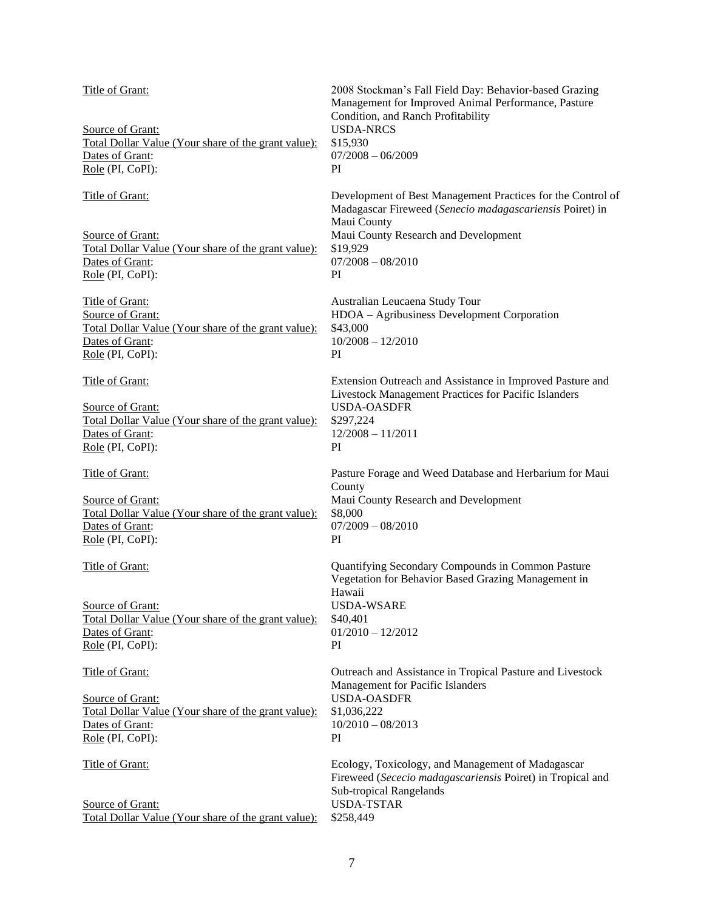Title of Grant: 2008 Stockman's Fall Field Day: Behavior-based Grazing Management for Improved Animal Performance, Pasture Condition, and Ranch Profitability
Source of Grant: USDA-NRCS
Total Dollar Value (Your share of the grant value): $15,930
Dates of Grant: 07/2008 – 06/2009
Role (PI, CoPI): PI

Title of Grant: Development of Best Management Practices for the Control of Madagascar Fireweed (*Senecio madagascariensis* Poiret) in Maui County
Source of Grant: Maui County Research and Development
Total Dollar Value (Your share of the grant value): $19,929
Dates of Grant: 07/2008 – 08/2010
Role (PI, CoPI): PI

Title of Grant: Australian Leucaena Study Tour
Source of Grant: HDOA – Agribusiness Development Corporation
Total Dollar Value (Your share of the grant value): $43,000
Dates of Grant: 10/2008 – 12/2010
Role (PI, CoPI): PI

Title of Grant: Extension Outreach and Assistance in Improved Pasture and Livestock Management Practices for Pacific Islanders
Source of Grant: USDA-OASDFR
Total Dollar Value (Your share of the grant value): $297,224
Dates of Grant: 12/2008 – 11/2011
Role (PI, CoPI): PI

Title of Grant: Pasture Forage and Weed Database and Herbarium for Maui County
Source of Grant: Maui County Research and Development
Total Dollar Value (Your share of the grant value): $8,000
Dates of Grant: 07/2009 – 08/2010
Role (PI, CoPI): PI

Title of Grant: Quantifying Secondary Compounds in Common Pasture Vegetation for Behavior Based Grazing Management in Hawaii
Source of Grant: USDA-WSARE
Total Dollar Value (Your share of the grant value): $40,401
Dates of Grant: 01/2010 – 12/2012
Role (PI, CoPI): PI

Title of Grant: Outreach and Assistance in Tropical Pasture and Livestock Management for Pacific Islanders
Source of Grant: USDA-OASDFR
Total Dollar Value (Your share of the grant value): $1,036,222
Dates of Grant: 10/2010 – 08/2013
Role (PI, CoPI): PI

Title of Grant: Ecology, Toxicology, and Management of Madagascar Fireweed (*Sececio madagascariensis* Poiret) in Tropical and Sub-tropical Rangelands
Source of Grant: USDA-TSTAR
Total Dollar Value (Your share of the grant value): $258,449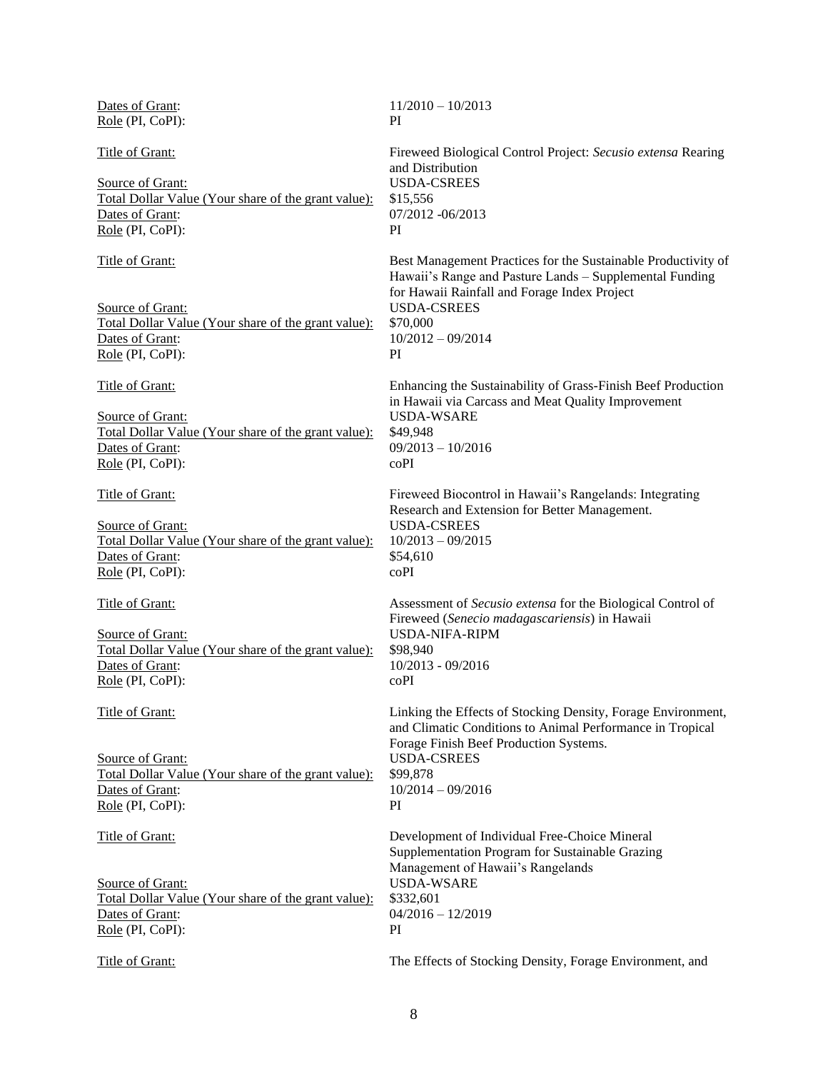Dates of Grant: 11/2010 – 10/2013
Role (PI, CoPI): PI

Title of Grant: Fireweed Biological Control Project: *Secusio extensa* Rearing and Distribution
Source of Grant: USDA-CSREES
Total Dollar Value (Your share of the grant value): $15,556
Dates of Grant: 07/2012 -06/2013
Role (PI, CoPI): PI

Title of Grant: Best Management Practices for the Sustainable Productivity of Hawaii's Range and Pasture Lands – Supplemental Funding for Hawaii Rainfall and Forage Index Project
Source of Grant: USDA-CSREES
Total Dollar Value (Your share of the grant value): $70,000
Dates of Grant: 10/2012 – 09/2014
Role (PI, CoPI): PI

Title of Grant: Enhancing the Sustainability of Grass-Finish Beef Production in Hawaii via Carcass and Meat Quality Improvement
Source of Grant: USDA-WSARE
Total Dollar Value (Your share of the grant value): $49,948
Dates of Grant: 09/2013 – 10/2016
Role (PI, CoPI): coPI

Title of Grant: Fireweed Biocontrol in Hawaii's Rangelands: Integrating Research and Extension for Better Management.
Source of Grant: USDA-CSREES
Total Dollar Value (Your share of the grant value): 10/2013 – 09/2015
Dates of Grant: $54,610
Role (PI, CoPI): coPI

Title of Grant: Assessment of *Secusio extensa* for the Biological Control of Fireweed (*Senecio madagascariensis*) in Hawaii
Source of Grant: USDA-NIFA-RIPM
Total Dollar Value (Your share of the grant value): $98,940
Dates of Grant: 10/2013 - 09/2016
Role (PI, CoPI): coPI

Title of Grant: Linking the Effects of Stocking Density, Forage Environment, and Climatic Conditions to Animal Performance in Tropical Forage Finish Beef Production Systems.
Source of Grant: USDA-CSREES
Total Dollar Value (Your share of the grant value): $99,878
Dates of Grant: 10/2014 – 09/2016
Role (PI, CoPI): PI

Title of Grant: Development of Individual Free-Choice Mineral Supplementation Program for Sustainable Grazing Management of Hawaii's Rangelands
Source of Grant: USDA-WSARE
Total Dollar Value (Your share of the grant value): $332,601
Dates of Grant: 04/2016 – 12/2019
Role (PI, CoPI): PI

Title of Grant: The Effects of Stocking Density, Forage Environment, and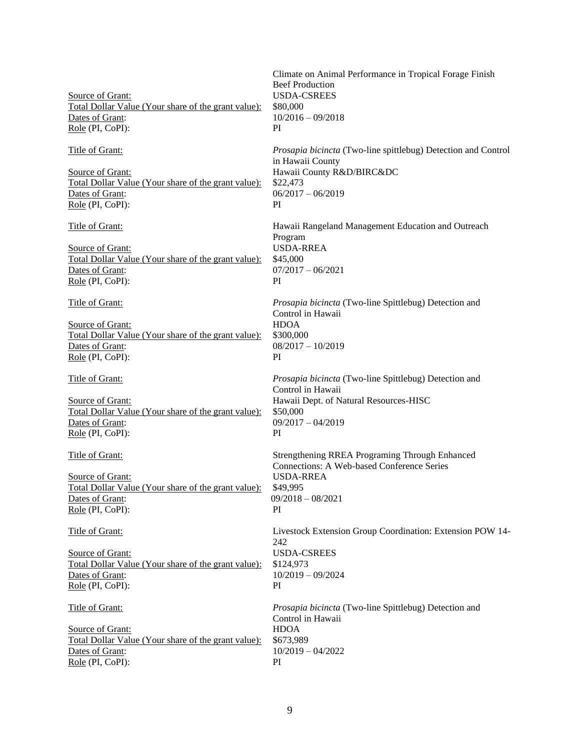Climate on Animal Performance in Tropical Forage Finish Beef Production

Source of Grant: USDA-CSREES
Total Dollar Value (Your share of the grant value): $80,000
Dates of Grant: 10/2016 – 09/2018
Role (PI, CoPI): PI

Title of Grant: *Prosapia bicincta* (Two-line spittlebug) Detection and Control in Hawaii County
Source of Grant: Hawaii County R&D/BIRC&DC
Total Dollar Value (Your share of the grant value): $22,473
Dates of Grant: 06/2017 – 06/2019
Role (PI, CoPI): PI

Title of Grant: Hawaii Rangeland Management Education and Outreach Program
Source of Grant: USDA-RREA
Total Dollar Value (Your share of the grant value): $45,000
Dates of Grant: 07/2017 – 06/2021
Role (PI, CoPI): PI

Title of Grant: *Prosapia bicincta* (Two-line Spittlebug) Detection and Control in Hawaii
Source of Grant: HDOA
Total Dollar Value (Your share of the grant value): $300,000
Dates of Grant: 08/2017 – 10/2019
Role (PI, CoPI): PI

Title of Grant: *Prosapia bicincta* (Two-line Spittlebug) Detection and Control in Hawaii
Source of Grant: Hawaii Dept. of Natural Resources-HISC
Total Dollar Value (Your share of the grant value): $50,000
Dates of Grant: 09/2017 – 04/2019
Role (PI, CoPI): PI

Title of Grant: Strengthening RREA Programing Through Enhanced Connections: A Web-based Conference Series
Source of Grant: USDA-RREA
Total Dollar Value (Your share of the grant value): $49,995
Dates of Grant: 09/2018 – 08/2021
Role (PI, CoPI): PI

Title of Grant: Livestock Extension Group Coordination: Extension POW 14-242
Source of Grant: USDA-CSREES
Total Dollar Value (Your share of the grant value): $124,973
Dates of Grant: 10/2019 – 09/2024
Role (PI, CoPI): PI

Title of Grant: *Prosapia bicincta* (Two-line Spittlebug) Detection and Control in Hawaii
Source of Grant: HDOA
Total Dollar Value (Your share of the grant value): $673,989
Dates of Grant: 10/2019 – 04/2022
Role (PI, CoPI): PI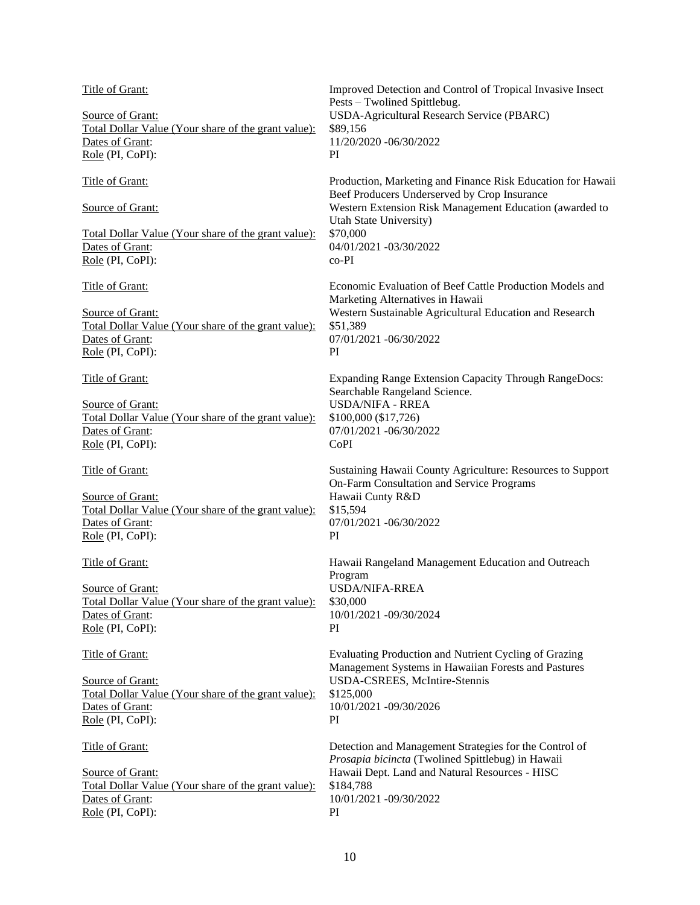Title of Grant: Improved Detection and Control of Tropical Invasive Insect Pests – Twolined Spittlebug.
Source of Grant: USDA-Agricultural Research Service (PBARC)
Total Dollar Value (Your share of the grant value): $89,156
Dates of Grant: 11/20/2020 -06/30/2022
Role (PI, CoPI): PI

Title of Grant: Production, Marketing and Finance Risk Education for Hawaii Beef Producers Underserved by Crop Insurance
Source of Grant: Western Extension Risk Management Education (awarded to Utah State University)
Total Dollar Value (Your share of the grant value): $70,000
Dates of Grant: 04/01/2021 -03/30/2022
Role (PI, CoPI): co-PI

Title of Grant: Economic Evaluation of Beef Cattle Production Models and Marketing Alternatives in Hawaii
Source of Grant: Western Sustainable Agricultural Education and Research
Total Dollar Value (Your share of the grant value): $51,389
Dates of Grant: 07/01/2021 -06/30/2022
Role (PI, CoPI): PI

Title of Grant: Expanding Range Extension Capacity Through RangeDocs: Searchable Rangeland Science.
Source of Grant: USDA/NIFA - RREA
Total Dollar Value (Your share of the grant value): $100,000 ($17,726)
Dates of Grant: 07/01/2021 -06/30/2022
Role (PI, CoPI): CoPI

Title of Grant: Sustaining Hawaii County Agriculture: Resources to Support On-Farm Consultation and Service Programs
Source of Grant: Hawaii Cunty R&D
Total Dollar Value (Your share of the grant value): $15,594
Dates of Grant: 07/01/2021 -06/30/2022
Role (PI, CoPI): PI

Title of Grant: Hawaii Rangeland Management Education and Outreach Program
Source of Grant: USDA/NIFA-RREA
Total Dollar Value (Your share of the grant value): $30,000
Dates of Grant: 10/01/2021 -09/30/2024
Role (PI, CoPI): PI

Title of Grant: Evaluating Production and Nutrient Cycling of Grazing Management Systems in Hawaiian Forests and Pastures
Source of Grant: USDA-CSREES, McIntire-Stennis
Total Dollar Value (Your share of the grant value): $125,000
Dates of Grant: 10/01/2021 -09/30/2026
Role (PI, CoPI): PI

Title of Grant: Detection and Management Strategies for the Control of *Prosapia bicincta* (Twolined Spittlebug) in Hawaii
Source of Grant: Hawaii Dept. Land and Natural Resources - HISC
Total Dollar Value (Your share of the grant value): $184,788
Dates of Grant: 10/01/2021 -09/30/2022
Role (PI, CoPI): PI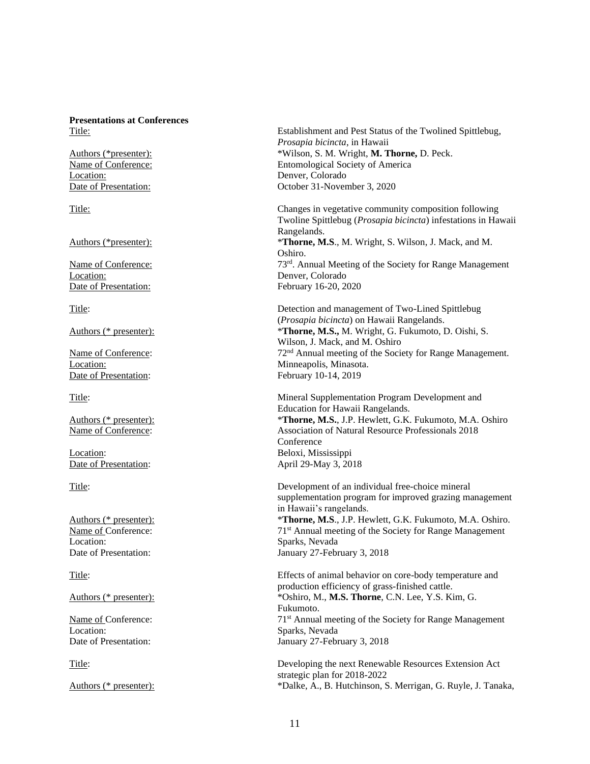**Presentations at Conferences**

Title: Establishment and Pest Status of the Twolined Spittlebug, *Prosapia bicincta*, in Hawaii
Authors (*presenter): *Wilson, S. M. Wright, **M. Thorne,** D. Peck.
Name of Conference: Entomological Society of America
Location: Denver, Colorado
Date of Presentation: October 31-November 3, 2020

Title: Changes in vegetative community composition following Twoline Spittlebug (*Prosapia bicincta*) infestations in Hawaii Rangelands.
Authors (*presenter): ***Thorne, M.S**., M. Wright, S. Wilson, J. Mack, and M. Oshiro.
Name of Conference: 73rd. Annual Meeting of the Society for Range Management
Location: Denver, Colorado
Date of Presentation: February 16-20, 2020

Title: Detection and management of Two-Lined Spittlebug (*Prosapia bicincta*) on Hawaii Rangelands.
Authors (* presenter): ***Thorne, M.S.,** M. Wright, G. Fukumoto, D. Oishi, S. Wilson, J. Mack, and M. Oshiro
Name of Conference: 72nd Annual meeting of the Society for Range Management.
Location: Minneapolis, Minasota.
Date of Presentation: February 10-14, 2019

Title: Mineral Supplementation Program Development and Education for Hawaii Rangelands.
Authors (* presenter): ***Thorne, M.S.**, J.P. Hewlett, G.K. Fukumoto, M.A. Oshiro
Name of Conference: Association of Natural Resource Professionals 2018 Conference
Location: Beloxi, Mississippi
Date of Presentation: April 29-May 3, 2018

Title: Development of an individual free-choice mineral supplementation program for improved grazing management in Hawaii's rangelands.
Authors (* presenter): ***Thorne, M.S**., J.P. Hewlett, G.K. Fukumoto, M.A. Oshiro.
Name of Conference: 71st Annual meeting of the Society for Range Management
Location: Sparks, Nevada
Date of Presentation: January 27-February 3, 2018

Title: Effects of animal behavior on core-body temperature and production efficiency of grass-finished cattle.
Authors (* presenter): *Oshiro, M., **M.S. Thorne**, C.N. Lee, Y.S. Kim, G. Fukumoto.
Name of Conference: 71st Annual meeting of the Society for Range Management
Location: Sparks, Nevada
Date of Presentation: January 27-February 3, 2018

Title: Developing the next Renewable Resources Extension Act strategic plan for 2018-2022
Authors (* presenter): *Dalke, A., B. Hutchinson, S. Merrigan, G. Ruyle, J. Tanaka,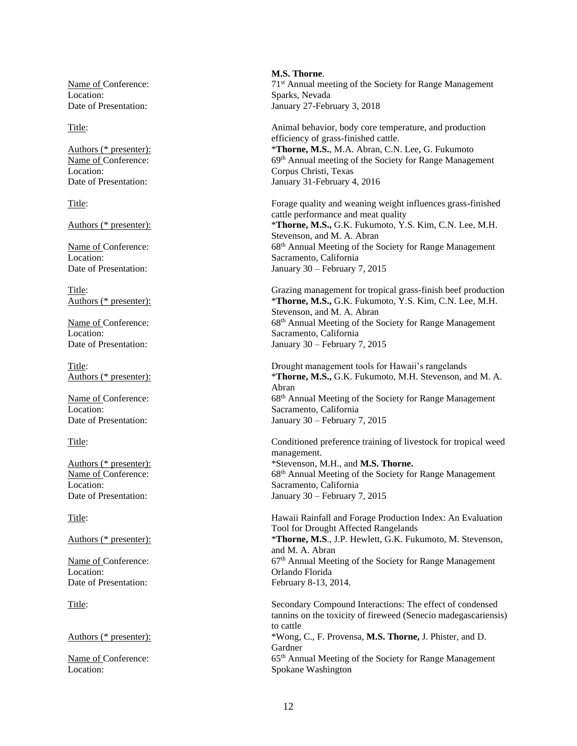**M.S. Thorne**.

Name of Conference: 71st Annual meeting of the Society for Range Management
Location: Sparks, Nevada
Date of Presentation: January 27-February 3, 2018

Title: Animal behavior, body core temperature, and production efficiency of grass-finished cattle.
Authors (* presenter): ***Thorne, M.S.**, M.A. Abran, C.N. Lee, G. Fukumoto
Name of Conference: 69th Annual meeting of the Society for Range Management
Location: Corpus Christi, Texas
Date of Presentation: January 31-February 4, 2016

Title: Forage quality and weaning weight influences grass-finished cattle performance and meat quality
Authors (* presenter): ***Thorne, M.S.,** G.K. Fukumoto, Y.S. Kim, C.N. Lee, M.H. Stevenson, and M. A. Abran
Name of Conference: 68th Annual Meeting of the Society for Range Management
Location: Sacramento, California
Date of Presentation: January 30 – February 7, 2015

Title: Grazing management for tropical grass-finish beef production
Authors (* presenter): ***Thorne, M.S.,** G.K. Fukumoto, Y.S. Kim, C.N. Lee, M.H. Stevenson, and M. A. Abran
Name of Conference: 68th Annual Meeting of the Society for Range Management
Location: Sacramento, California
Date of Presentation: January 30 – February 7, 2015

Title: Drought management tools for Hawaii's rangelands
Authors (* presenter): ***Thorne, M.S.,** G.K. Fukumoto, M.H. Stevenson, and M. A. Abran
Name of Conference: 68th Annual Meeting of the Society for Range Management
Location: Sacramento, California
Date of Presentation: January 30 – February 7, 2015

Title: Conditioned preference training of livestock for tropical weed management.
Authors (* presenter): *Stevenson, M.H., and **M.S. Thorne.**
Name of Conference: 68th Annual Meeting of the Society for Range Management
Location: Sacramento, California
Date of Presentation: January 30 – February 7, 2015

Title: Hawaii Rainfall and Forage Production Index: An Evaluation Tool for Drought Affected Rangelands
Authors (* presenter): ***Thorne, M.S**., J.P. Hewlett, G.K. Fukumoto, M. Stevenson, and M. A. Abran
Name of Conference: 67th Annual Meeting of the Society for Range Management
Location: Orlando Florida
Date of Presentation: February 8-13, 2014.

Title: Secondary Compound Interactions: The effect of condensed tannins on the toxicity of fireweed (Senecio madegascariensis) to cattle
Authors (* presenter): *Wong, C., F. Provensa, **M.S. Thorne,** J. Phister, and D. Gardner
Name of Conference: 65th Annual Meeting of the Society for Range Management
Location: Spokane Washington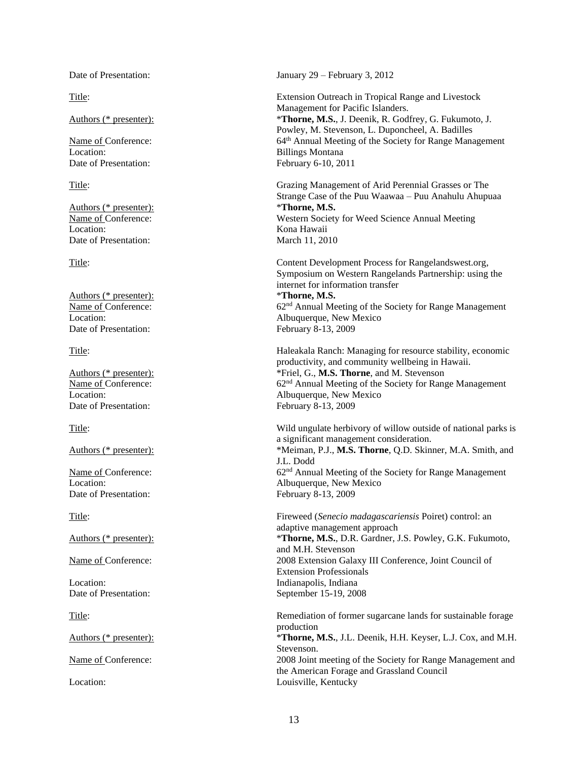Date of Presentation: January 29 – February 3, 2012

Title: Extension Outreach in Tropical Range and Livestock Management for Pacific Islanders.
Authors (* presenter): ***Thorne, M.S.**, J. Deenik, R. Godfrey, G. Fukumoto, J. Powley, M. Stevenson, L. Duponcheel, A. Badilles
Name of Conference: 64th Annual Meeting of the Society for Range Management
Location: Billings Montana
Date of Presentation: February 6-10, 2011

Title: Grazing Management of Arid Perennial Grasses or The Strange Case of the Puu Waawaa – Puu Anahulu Ahupuaa
Authors (* presenter): ***Thorne, M.S.**
Name of Conference: Western Society for Weed Science Annual Meeting
Location: Kona Hawaii
Date of Presentation: March 11, 2010

Title: Content Development Process for Rangelandswest.org, Symposium on Western Rangelands Partnership: using the internet for information transfer
Authors (* presenter): ***Thorne, M.S.**
Name of Conference: 62nd Annual Meeting of the Society for Range Management
Location: Albuquerque, New Mexico
Date of Presentation: February 8-13, 2009

Title: Haleakala Ranch: Managing for resource stability, economic productivity, and community wellbeing in Hawaii.
Authors (* presenter): *Friel, G., **M.S. Thorne**, and M. Stevenson
Name of Conference: 62nd Annual Meeting of the Society for Range Management
Location: Albuquerque, New Mexico
Date of Presentation: February 8-13, 2009

Title: Wild ungulate herbivory of willow outside of national parks is a significant management consideration.
Authors (* presenter): *Meiman, P.J., **M.S. Thorne**, Q.D. Skinner, M.A. Smith, and J.L. Dodd
Name of Conference: 62nd Annual Meeting of the Society for Range Management
Location: Albuquerque, New Mexico
Date of Presentation: February 8-13, 2009

Title: Fireweed (*Senecio madagascariensis* Poiret) control: an adaptive management approach
Authors (* presenter): ***Thorne, M.S.**, D.R. Gardner, J.S. Powley, G.K. Fukumoto, and M.H. Stevenson
Name of Conference: 2008 Extension Galaxy III Conference, Joint Council of Extension Professionals
Location: Indianapolis, Indiana
Date of Presentation: September 15-19, 2008

Title: Remediation of former sugarcane lands for sustainable forage production
Authors (* presenter): ***Thorne, M.S.**, J.L. Deenik, H.H. Keyser, L.J. Cox, and M.H. Stevenson.
Name of Conference: 2008 Joint meeting of the Society for Range Management and the American Forage and Grassland Council
Location: Louisville, Kentucky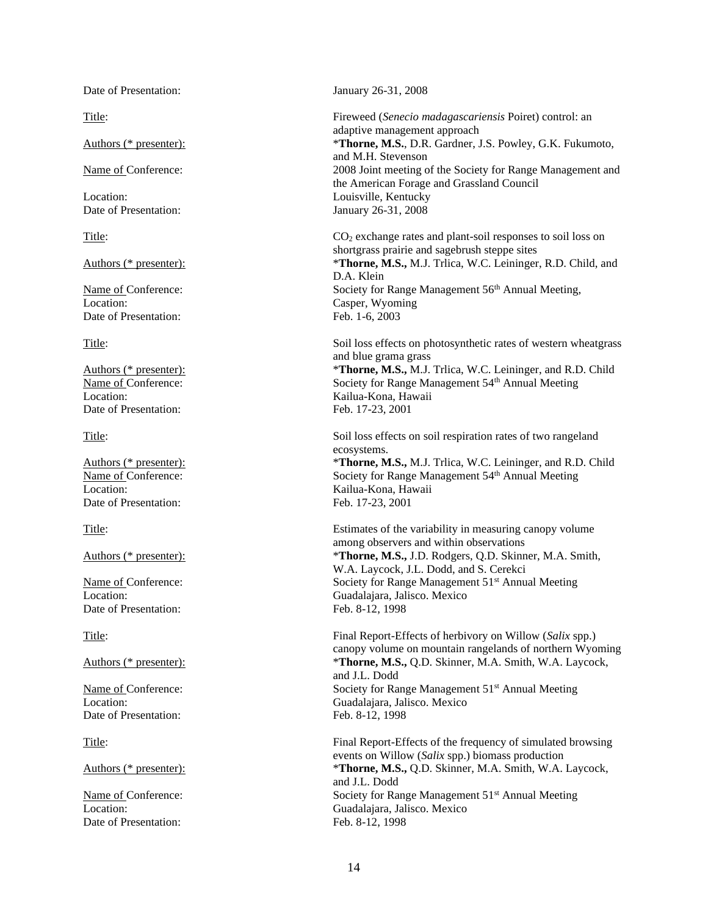Date of Presentation: January 26-31, 2008

Title: Fireweed (*Senecio madagascariensis* Poiret) control: an adaptive management approach
Authors (* presenter): ***Thorne, M.S.**, D.R. Gardner, J.S. Powley, G.K. Fukumoto, and M.H. Stevenson
Name of Conference: 2008 Joint meeting of the Society for Range Management and the American Forage and Grassland Council
Location: Louisville, Kentucky
Date of Presentation: January 26-31, 2008

Title: $CO_2$ exchange rates and plant-soil responses to soil loss on shortgrass prairie and sagebrush steppe sites
Authors (* presenter): ***Thorne, M.S.,** M.J. Trlica, W.C. Leininger, R.D. Child, and D.A. Klein
Name of Conference: Society for Range Management 56th Annual Meeting,
Location: Casper, Wyoming
Date of Presentation: Feb. 1-6, 2003

Title: Soil loss effects on photosynthetic rates of western wheatgrass and blue grama grass
Authors (* presenter): ***Thorne, M.S.,** M.J. Trlica, W.C. Leininger, and R.D. Child
Name of Conference: Society for Range Management 54th Annual Meeting
Location: Kailua-Kona, Hawaii
Date of Presentation: Feb. 17-23, 2001

Title: Soil loss effects on soil respiration rates of two rangeland ecosystems.
Authors (* presenter): ***Thorne, M.S.,** M.J. Trlica, W.C. Leininger, and R.D. Child
Name of Conference: Society for Range Management 54th Annual Meeting
Location: Kailua-Kona, Hawaii
Date of Presentation: Feb. 17-23, 2001

Title: Estimates of the variability in measuring canopy volume among observers and within observations
Authors (* presenter): ***Thorne, M.S.,** J.D. Rodgers, Q.D. Skinner, M.A. Smith, W.A. Laycock, J.L. Dodd, and S. Cerekci
Name of Conference: Society for Range Management 51st Annual Meeting
Location: Guadalajara, Jalisco. Mexico
Date of Presentation: Feb. 8-12, 1998

Title: Final Report-Effects of herbivory on Willow (*Salix* spp.) canopy volume on mountain rangelands of northern Wyoming
Authors (* presenter): ***Thorne, M.S.,** Q.D. Skinner, M.A. Smith, W.A. Laycock, and J.L. Dodd
Name of Conference: Society for Range Management 51st Annual Meeting
Location: Guadalajara, Jalisco. Mexico
Date of Presentation: Feb. 8-12, 1998

Title: Final Report-Effects of the frequency of simulated browsing events on Willow (*Salix* spp.) biomass production
Authors (* presenter): ***Thorne, M.S.,** Q.D. Skinner, M.A. Smith, W.A. Laycock, and J.L. Dodd
Name of Conference: Society for Range Management 51st Annual Meeting
Location: Guadalajara, Jalisco. Mexico
Date of Presentation: Feb. 8-12, 1998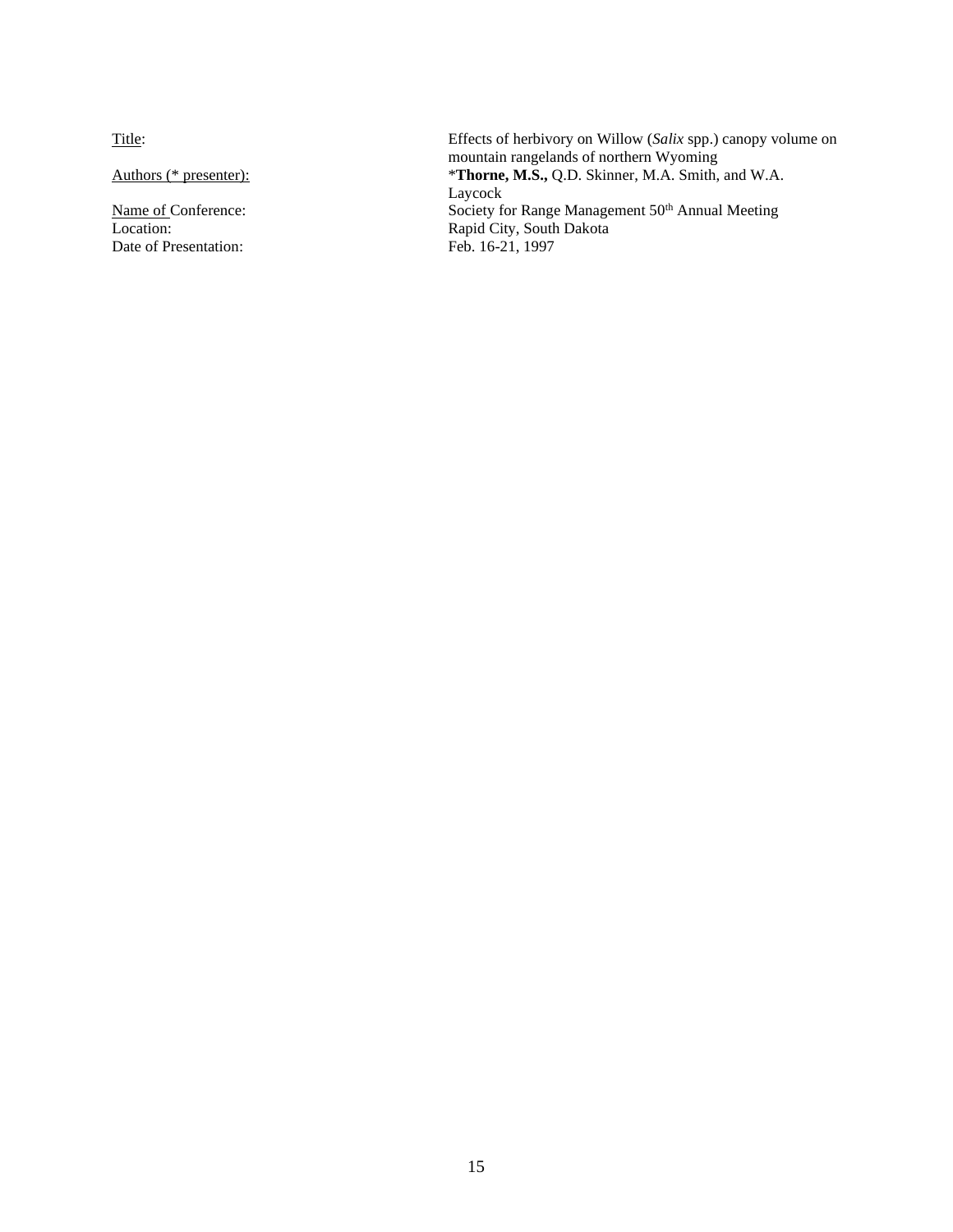| | |
|---|---|
| Title: | Effects of herbivory on Willow (*Salix* spp.) canopy volume on mountain rangelands of northern Wyoming |
| Authors (* presenter): | ***Thorne, M.S.,** Q.D. Skinner, M.A. Smith, and W.A. Laycock |
| Name of Conference: | Society for Range Management 50th Annual Meeting |
| Location: | Rapid City, South Dakota |
| Date of Presentation: | Feb. 16-21, 1997 |